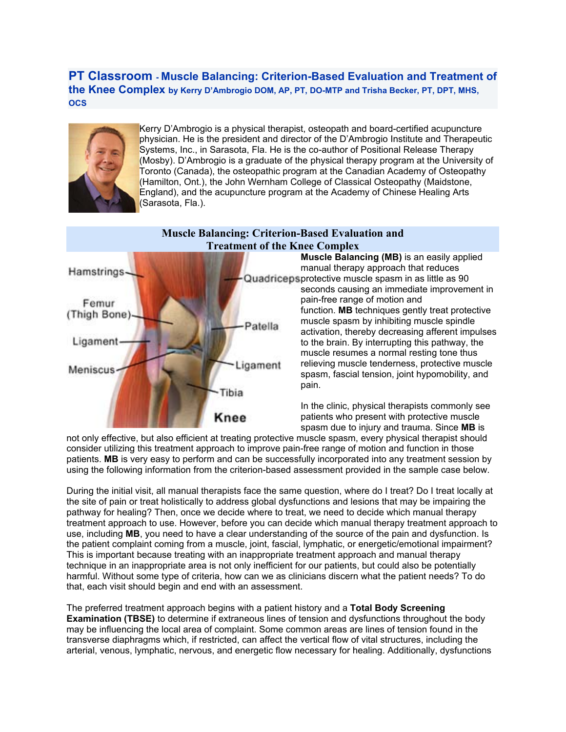# PT Classroom - Muscle Balancing: Criterion-Based Evaluation and Treatment of the Knee Complex by Kerry D'Ambrogio DOM, AP, PT, DO-MTP and Trisha Becker, PT, DPT, MHS, OCS

Kerry D'Ambrogio is a physical therapist, osteopath and board-certified acupuncture physician. He is the president and director of the D'Ambrogio Institute and Therapeutic Systems, Inc., in Sarasota, Fla. He is the co-author of Positional Release Therapy (Mosby). D'Ambrogio is a graduate of the physical therapy program at the University of Toronto (Canada), the osteopathic program at the Canadian Academy of Osteopathy (Hamilton, Ont.), the John Wernham College of Classical Osteopathy (Maidstone, England), and the acupuncture program at the Academy of Chinese Healing Arts (Sarasota, Fla.).

## Muscle Balancing: Criterion-Based Evaluation and Treatment of the Knee Complex

**Muscle Balancing (MB)** is an easily applied manual therapy approach that reduces protective muscle spasm in as little as 90 seconds causing an immediate improvement in pain-free range of motion and function. **MB** techniques gently treat protective muscle spasm by inhibiting muscle spindle activation, thereby decreasing afferent impulses to the brain. By interrupting this pathway, the muscle resumes a normal resting tone thus relieving muscle tenderness, protective muscle spasm, fascial tension, joint hypomobility, and pain.

In the clinic, physical therapists commonly see patients who present with protective muscle spasm due to injury and trauma. Since **MB** is not only effective, but also efficient at treating protective muscle spasm, every physical therapist should consider utilizing this treatment approach to improve pain-free range of motion and function in those patients. **MB** is very easy to perform and can be successfully incorporated into any treatment session by using the following information from the criterion-based assessment provided in the sample case below.

During the initial visit, all manual therapists face the same question, where do I treat? Do I treat locally at the site of pain or treat holistically to address global dysfunctions and lesions that may be impairing the pathway for healing? Then, once we decide where to treat, we need to decide which manual therapy treatment approach to use. However, before you can decide which manual therapy treatment approach to use, including **MB**, you need to have a clear understanding of the source of the pain and dysfunction. Is the patient complaint coming from a muscle, joint, fascial, lymphatic, or energetic/emotional impairment? This is important because treating with an inappropriate treatment approach and manual therapy technique in an inappropriate area is not only inefficient for our patients, but could also be potentially harmful. Without some type of criteria, how can we as clinicians discern what the patient needs? To do that, each visit should begin and end with an assessment.

The preferred treatment approach begins with a patient history and a **Total Body Screening Examination (TBSE)** to determine if extraneous lines of tension and dysfunctions throughout the body may be influencing the local area of complaint. Some common areas are lines of tension found in the transverse diaphragms which, if restricted, can affect the vertical flow of vital structures, including the arterial, venous, lymphatic, nervous, and energetic flow necessary for healing. Additionally, dysfunctions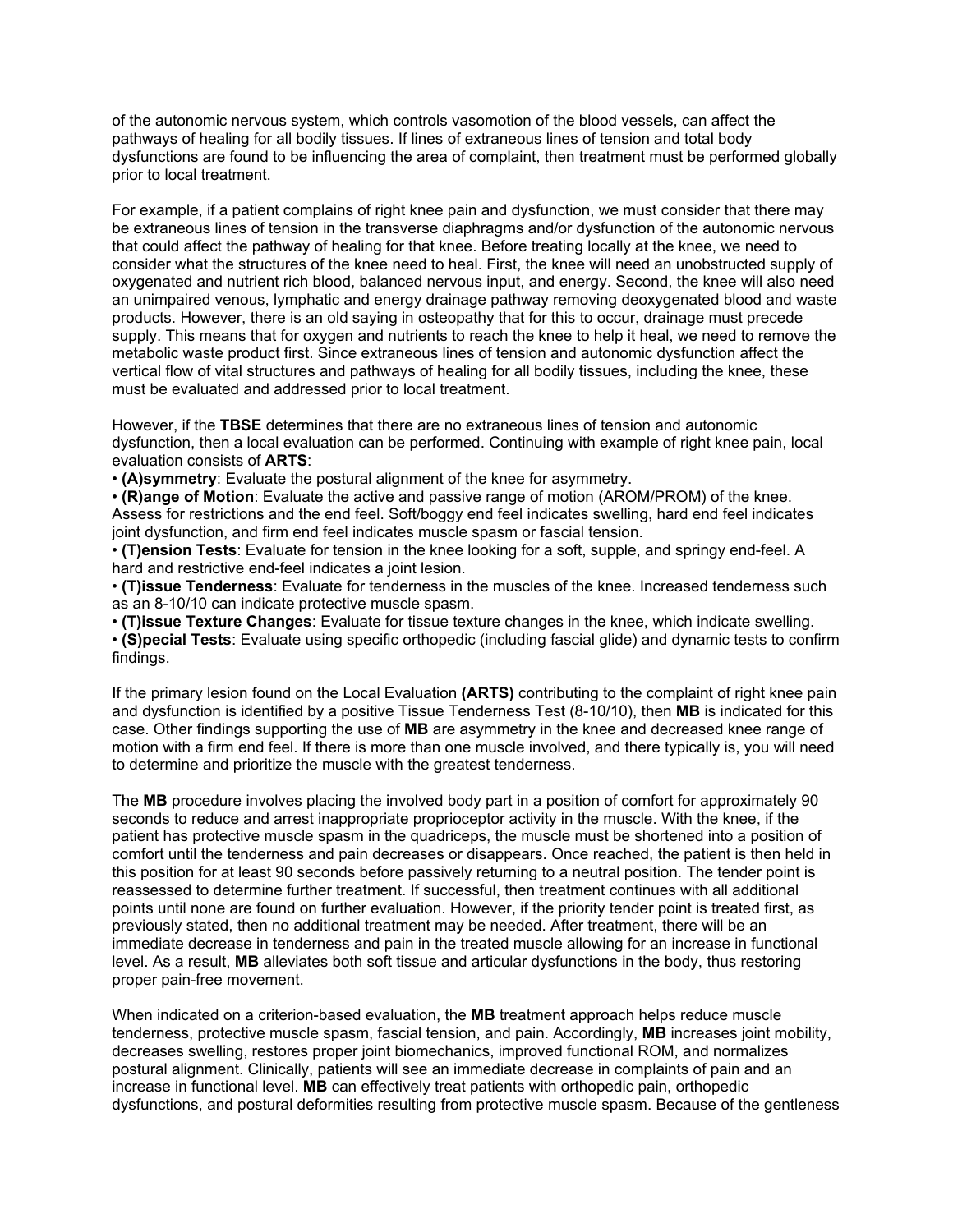of the autonomic nervous system, which controls vasomotion of the blood vessels, can affect the pathways of healing for all bodily tissues. If lines of extraneous lines of tension and total body dysfunctions are found to be influencing the area of complaint, then treatment must be performed globally prior to local treatment.

For example, if a patient complains of right knee pain and dysfunction, we must consider that there may be extraneous lines of tension in the transverse diaphragms and/or dysfunction of the autonomic nervous that could affect the pathway of healing for that knee. Before treating locally at the knee, we need to consider what the structures of the knee need to heal. First, the knee will need an unobstructed supply of oxygenated and nutrient rich blood, balanced nervous input, and energy. Second, the knee will also need an unimpaired venous, lymphatic and energy drainage pathway removing deoxygenated blood and waste products. However, there is an old saying in osteopathy that for this to occur, drainage must precede supply. This means that for oxygen and nutrients to reach the knee to help it heal, we need to remove the metabolic waste product first. Since extraneous lines of tension and autonomic dysfunction affect the vertical flow of vital structures and pathways of healing for all bodily tissues, including the knee, these must be evaluated and addressed prior to local treatment.

However, if the **TBSE** determines that there are no extraneous lines of tension and autonomic dysfunction, then a local evaluation can be performed. Continuing with example of right knee pain, local evaluation consists of **ARTS**:

- **(A)symmetry**: Evaluate the postural alignment of the knee for asymmetry.
- **(R)ange of Motion**: Evaluate the active and passive range of motion (AROM/PROM) of the knee. Assess for restrictions and the end feel. Soft/boggy end feel indicates swelling, hard end feel indicates joint dysfunction, and firm end feel indicates muscle spasm or fascial tension.
- **(T)ension Tests**: Evaluate for tension in the knee looking for a soft, supple, and springy end-feel. A hard and restrictive end-feel indicates a joint lesion.
- **(T)issue Tenderness**: Evaluate for tenderness in the muscles of the knee. Increased tenderness such as an 8-10/10 can indicate protective muscle spasm.
- **(T)issue Texture Changes**: Evaluate for tissue texture changes in the knee, which indicate swelling.
- **(S)pecial Tests**: Evaluate using specific orthopedic (including fascial glide) and dynamic tests to confirm findings.

If the primary lesion found on the Local Evaluation **(ARTS)** contributing to the complaint of right knee pain and dysfunction is identified by a positive Tissue Tenderness Test (8-10/10), then **MB** is indicated for this case. Other findings supporting the use of **MB** are asymmetry in the knee and decreased knee range of motion with a firm end feel. If there is more than one muscle involved, and there typically is, you will need to determine and prioritize the muscle with the greatest tenderness.

The **MB** procedure involves placing the involved body part in a position of comfort for approximately 90 seconds to reduce and arrest inappropriate proprioceptor activity in the muscle. With the knee, if the patient has protective muscle spasm in the quadriceps, the muscle must be shortened into a position of comfort until the tenderness and pain decreases or disappears. Once reached, the patient is then held in this position for at least 90 seconds before passively returning to a neutral position. The tender point is reassessed to determine further treatment. If successful, then treatment continues with all additional points until none are found on further evaluation. However, if the priority tender point is treated first, as previously stated, then no additional treatment may be needed. After treatment, there will be an immediate decrease in tenderness and pain in the treated muscle allowing for an increase in functional level. As a result, **MB** alleviates both soft tissue and articular dysfunctions in the body, thus restoring proper pain-free movement.

When indicated on a criterion-based evaluation, the **MB** treatment approach helps reduce muscle tenderness, protective muscle spasm, fascial tension, and pain. Accordingly, **MB** increases joint mobility, decreases swelling, restores proper joint biomechanics, improved functional ROM, and normalizes postural alignment. Clinically, patients will see an immediate decrease in complaints of pain and an increase in functional level. **MB** can effectively treat patients with orthopedic pain, orthopedic dysfunctions, and postural deformities resulting from protective muscle spasm. Because of the gentleness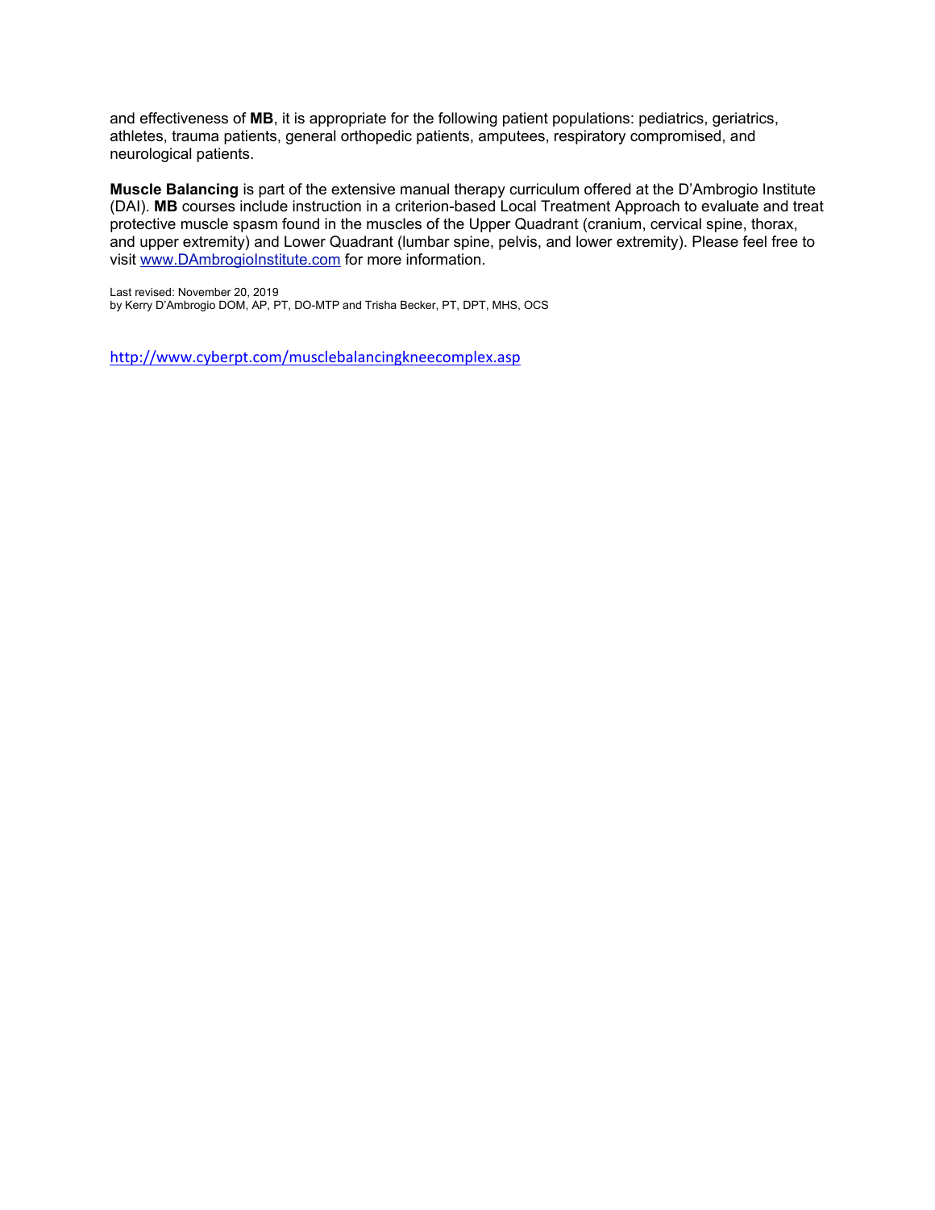and effectiveness of **MB**, it is appropriate for the following patient populations: pediatrics, geriatrics, athletes, trauma patients, general orthopedic patients, amputees, respiratory compromised, and neurological patients.

**Muscle Balancing** is part of the extensive manual therapy curriculum offered at the D'Ambrogio Institute (DAI). **MB** courses include instruction in a criterion-based Local Treatment Approach to evaluate and treat protective muscle spasm found in the muscles of the Upper Quadrant (cranium, cervical spine, thorax, and upper extremity) and Lower Quadrant (lumbar spine, pelvis, and lower extremity). Please feel free to visit [www.DAmbrogioInstitute.com](http://www.DAmbrogioInstitute.com) for more information.

Last revised: November 20, 2019
by Kerry D'Ambrogio DOM, AP, PT, DO-MTP and Trisha Becker, PT, DPT, MHS, OCS

[http://www.cyberpt.com/musclebalancingkneecomplex.asp](http://www.cyberpt.com/musclebalancingkneecomplex.asp)